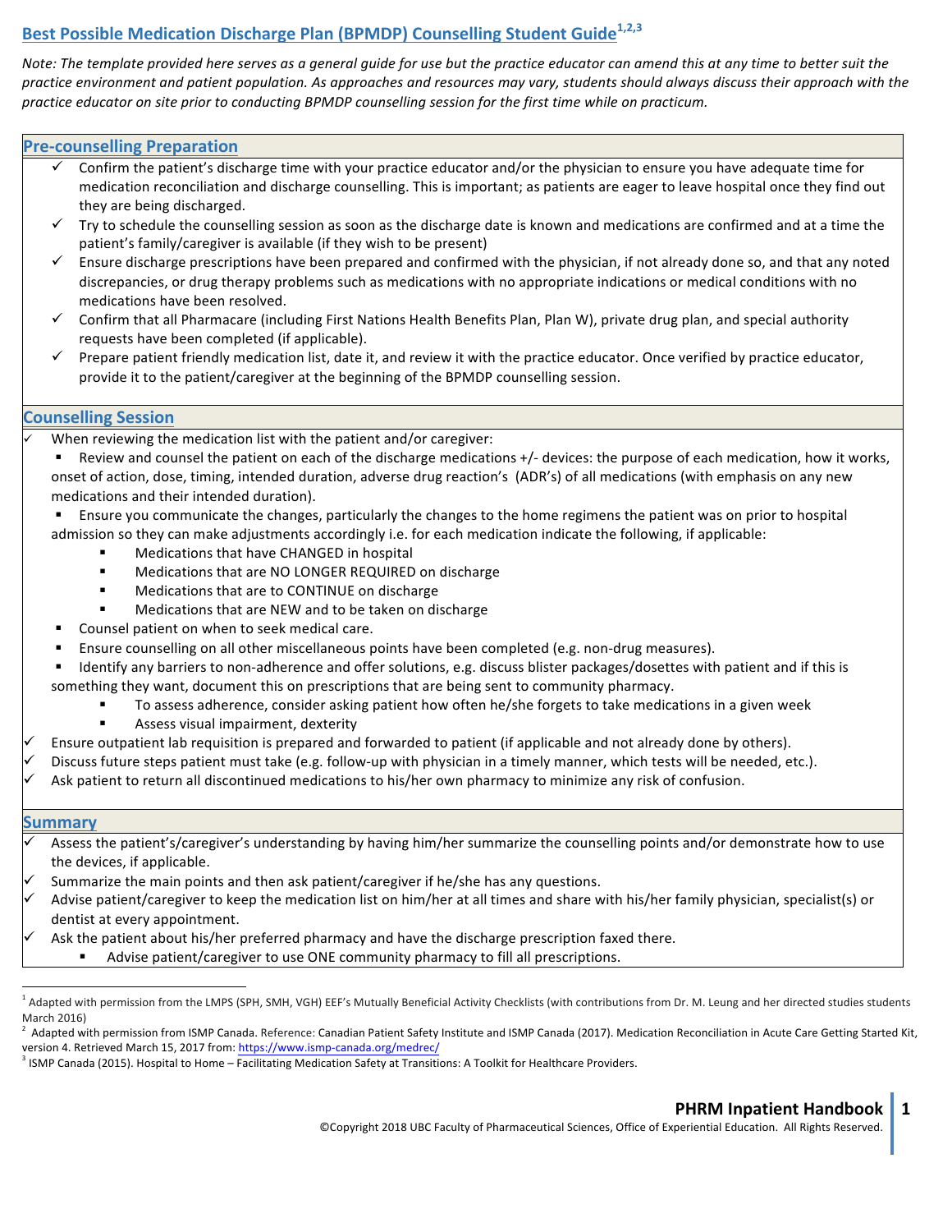# Best Possible Medication Discharge Plan (BPMDP) Counselling Student Guide[1,2,3]

*Note: The template provided here serves as a general guide for use but the practice educator can amend this at any time to better suit the practice environment and patient population. As approaches and resources may vary, students should always discuss their approach with the practice educator on site prior to conducting BPMDP counselling session for the first time while on practicum.*

## Pre-counselling Preparation

- ✓ Confirm the patient's discharge time with your practice educator and/or the physician to ensure you have adequate time for medication reconciliation and discharge counselling. This is important; as patients are eager to leave hospital once they find out they are being discharged.
- ✓ Try to schedule the counselling session as soon as the discharge date is known and medications are confirmed and at a time the patient's family/caregiver is available (if they wish to be present)
- ✓ Ensure discharge prescriptions have been prepared and confirmed with the physician, if not already done so, and that any noted discrepancies, or drug therapy problems such as medications with no appropriate indications or medical conditions with no medications have been resolved.
- ✓ Confirm that all Pharmacare (including First Nations Health Benefits Plan, Plan W), private drug plan, and special authority requests have been completed (if applicable).
- ✓ Prepare patient friendly medication list, date it, and review it with the practice educator. Once verified by practice educator, provide it to the patient/caregiver at the beginning of the BPMDP counselling session.

## Counselling Session

- ✓ When reviewing the medication list with the patient and/or caregiver:
  - Review and counsel the patient on each of the discharge medications +/- devices: the purpose of each medication, how it works, onset of action, dose, timing, intended duration, adverse drug reaction's (ADR's) of all medications (with emphasis on any new medications and their intended duration).
  - Ensure you communicate the changes, particularly the changes to the home regimens the patient was on prior to hospital admission so they can make adjustments accordingly i.e. for each medication indicate the following, if applicable:
    - Medications that have CHANGED in hospital
    - Medications that are NO LONGER REQUIRED on discharge
    - Medications that are to CONTINUE on discharge
    - Medications that are NEW and to be taken on discharge
  - Counsel patient on when to seek medical care.
  - Ensure counselling on all other miscellaneous points have been completed (e.g. non-drug measures).
  - Identify any barriers to non-adherence and offer solutions, e.g. discuss blister packages/dosettes with patient and if this is something they want, document this on prescriptions that are being sent to community pharmacy.
    - To assess adherence, consider asking patient how often he/she forgets to take medications in a given week
    - Assess visual impairment, dexterity
- ✓ Ensure outpatient lab requisition is prepared and forwarded to patient (if applicable and not already done by others).
- ✓ Discuss future steps patient must take (e.g. follow-up with physician in a timely manner, which tests will be needed, etc.).
- ✓ Ask patient to return all discontinued medications to his/her own pharmacy to minimize any risk of confusion.

## Summary

- ✓ Assess the patient's/caregiver's understanding by having him/her summarize the counselling points and/or demonstrate how to use the devices, if applicable.
- ✓ Summarize the main points and then ask patient/caregiver if he/she has any questions.
- ✓ Advise patient/caregiver to keep the medication list on him/her at all times and share with his/her family physician, specialist(s) or dentist at every appointment.
- ✓ Ask the patient about his/her preferred pharmacy and have the discharge prescription faxed there.
  - Advise patient/caregiver to use ONE community pharmacy to fill all prescriptions.

---

[1] Adapted with permission from the LMPS (SPH, SMH, VGH) EEF's Mutually Beneficial Activity Checklists (with contributions from Dr. M. Leung and her directed studies students March 2016)

[2] Adapted with permission from ISMP Canada. Reference: Canadian Patient Safety Institute and ISMP Canada (2017). Medication Reconciliation in Acute Care Getting Started Kit, version 4. Retrieved March 15, 2017 from: https://www.ismp-canada.org/medrec/

[3] ISMP Canada (2015). Hospital to Home – Facilitating Medication Safety at Transitions: A Toolkit for Healthcare Providers.

©Copyright 2018 UBC Faculty of Pharmaceutical Sciences, Office of Experiential Education. All Rights Reserved.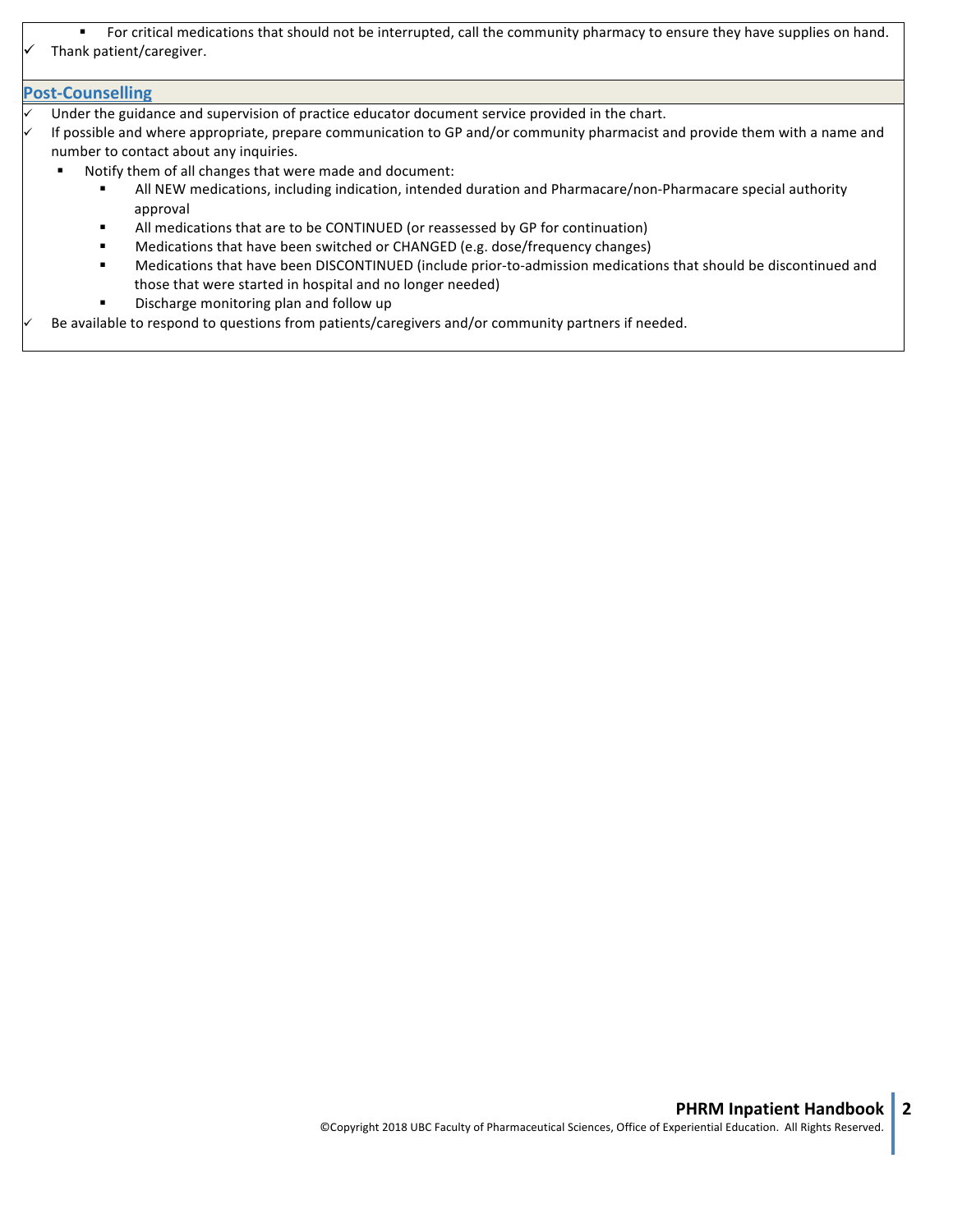- For critical medications that should not be interrupted, call the community pharmacy to ensure they have supplies on hand.

✓ Thank patient/caregiver.

## Post-Counselling

✓ Under the guidance and supervision of practice educator document service provided in the chart.

✓ If possible and where appropriate, prepare communication to GP and/or community pharmacist and provide them with a name and number to contact about any inquiries.

- Notify them of all changes that were made and document:
  - All NEW medications, including indication, intended duration and Pharmacare/non-Pharmacare special authority approval
  - All medications that are to be CONTINUED (or reassessed by GP for continuation)
  - Medications that have been switched or CHANGED (e.g. dose/frequency changes)
  - Medications that have been DISCONTINUED (include prior-to-admission medications that should be discontinued and those that were started in hospital and no longer needed)
  - Discharge monitoring plan and follow up

✓ Be available to respond to questions from patients/caregivers and/or community partners if needed.